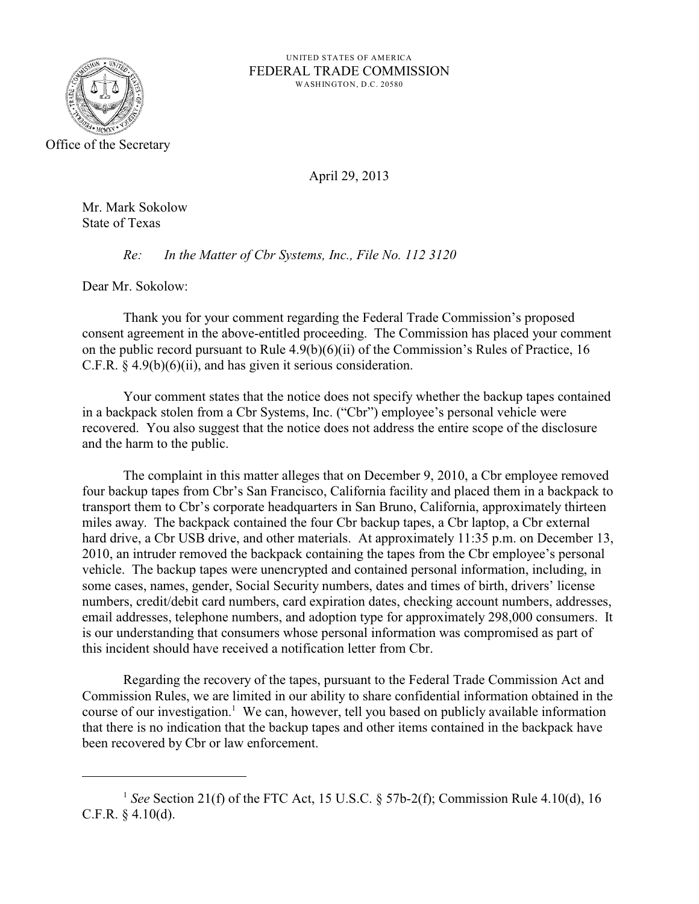UNITED STATES OF AMERICA
FEDERAL TRADE COMMISSION
WASHINGTON, D.C. 20580

Office of the Secretary

April 29, 2013

Mr. Mark Sokolow
State of Texas

*Re: In the Matter of Cbr Systems, Inc., File No. 112 3120*

Dear Mr. Sokolow:

Thank you for your comment regarding the Federal Trade Commission's proposed consent agreement in the above-entitled proceeding. The Commission has placed your comment on the public record pursuant to Rule 4.9(b)(6)(ii) of the Commission's Rules of Practice, 16 C.F.R. § 4.9(b)(6)(ii), and has given it serious consideration.

Your comment states that the notice does not specify whether the backup tapes contained in a backpack stolen from a Cbr Systems, Inc. ("Cbr") employee's personal vehicle were recovered. You also suggest that the notice does not address the entire scope of the disclosure and the harm to the public.

The complaint in this matter alleges that on December 9, 2010, a Cbr employee removed four backup tapes from Cbr's San Francisco, California facility and placed them in a backpack to transport them to Cbr's corporate headquarters in San Bruno, California, approximately thirteen miles away. The backpack contained the four Cbr backup tapes, a Cbr laptop, a Cbr external hard drive, a Cbr USB drive, and other materials. At approximately 11:35 p.m. on December 13, 2010, an intruder removed the backpack containing the tapes from the Cbr employee's personal vehicle. The backup tapes were unencrypted and contained personal information, including, in some cases, names, gender, Social Security numbers, dates and times of birth, drivers' license numbers, credit/debit card numbers, card expiration dates, checking account numbers, addresses, email addresses, telephone numbers, and adoption type for approximately 298,000 consumers. It is our understanding that consumers whose personal information was compromised as part of this incident should have received a notification letter from Cbr.

Regarding the recovery of the tapes, pursuant to the Federal Trade Commission Act and Commission Rules, we are limited in our ability to share confidential information obtained in the course of our investigation.[1] We can, however, tell you based on publicly available information that there is no indication that the backup tapes and other items contained in the backpack have been recovered by Cbr or law enforcement.

[1] *See* Section 21(f) of the FTC Act, 15 U.S.C. § 57b-2(f); Commission Rule 4.10(d), 16 C.F.R. § 4.10(d).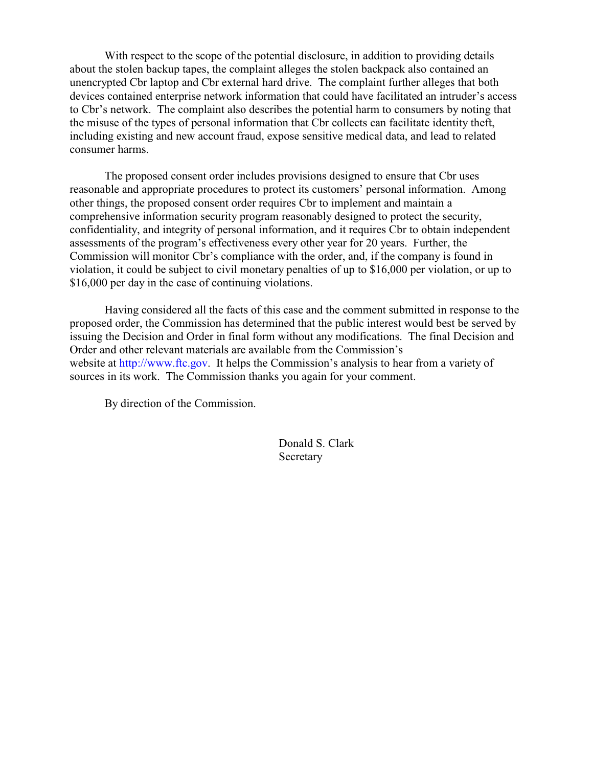With respect to the scope of the potential disclosure, in addition to providing details about the stolen backup tapes, the complaint alleges the stolen backpack also contained an unencrypted Cbr laptop and Cbr external hard drive. The complaint further alleges that both devices contained enterprise network information that could have facilitated an intruder's access to Cbr's network. The complaint also describes the potential harm to consumers by noting that the misuse of the types of personal information that Cbr collects can facilitate identity theft, including existing and new account fraud, expose sensitive medical data, and lead to related consumer harms.

The proposed consent order includes provisions designed to ensure that Cbr uses reasonable and appropriate procedures to protect its customers' personal information. Among other things, the proposed consent order requires Cbr to implement and maintain a comprehensive information security program reasonably designed to protect the security, confidentiality, and integrity of personal information, and it requires Cbr to obtain independent assessments of the program's effectiveness every other year for 20 years. Further, the Commission will monitor Cbr's compliance with the order, and, if the company is found in violation, it could be subject to civil monetary penalties of up to $16,000 per violation, or up to $16,000 per day in the case of continuing violations.

Having considered all the facts of this case and the comment submitted in response to the proposed order, the Commission has determined that the public interest would best be served by issuing the Decision and Order in final form without any modifications. The final Decision and Order and other relevant materials are available from the Commission's website at http://www.ftc.gov. It helps the Commission's analysis to hear from a variety of sources in its work. The Commission thanks you again for your comment.

By direction of the Commission.

Donald S. Clark
Secretary